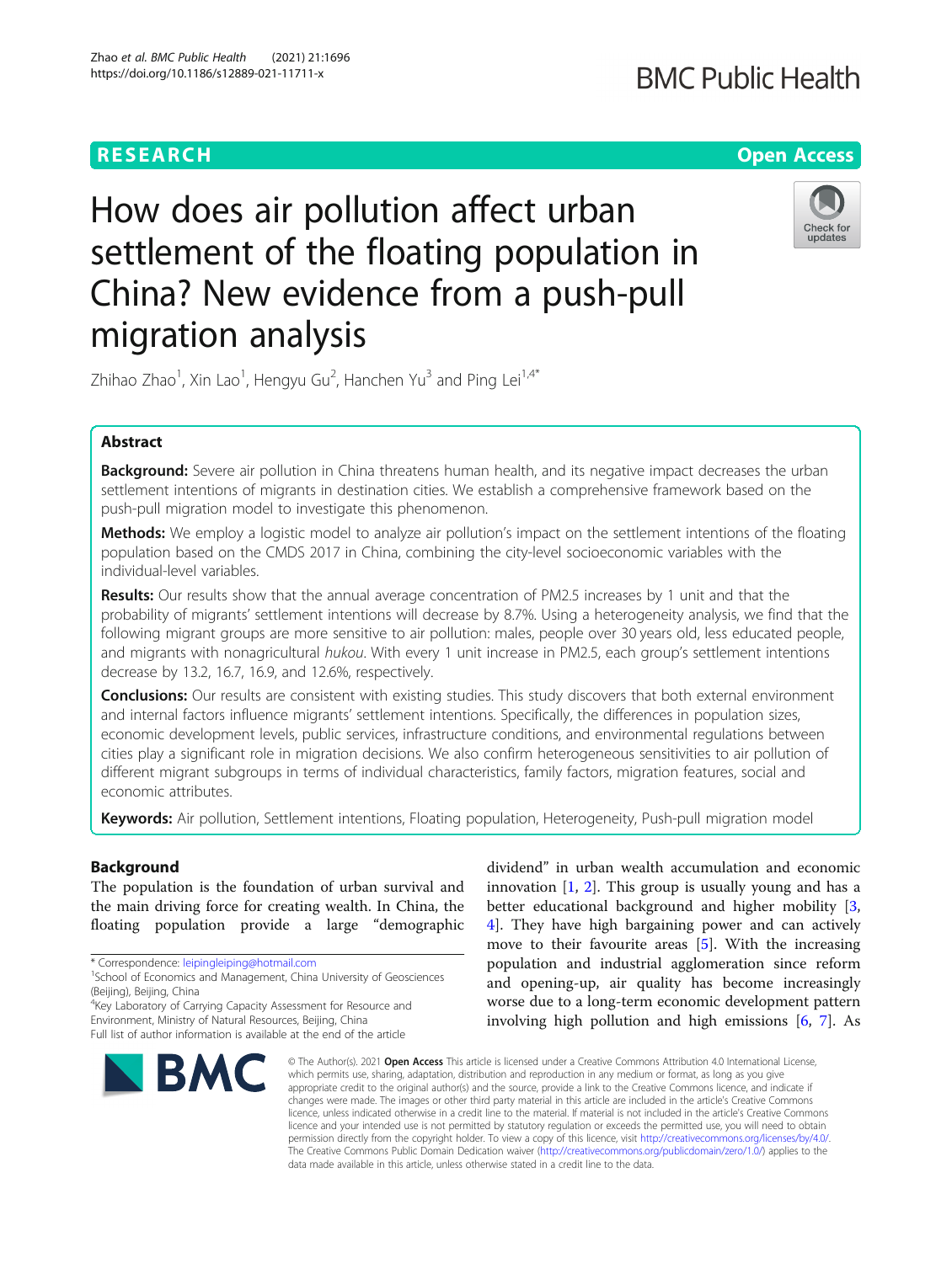RESEARCH

Open Access

# How does air pollution affect urban settlement of the floating population in China? New evidence from a push-pull migration analysis

Zhihao Zhao[1], Xin Lao[1], Hengyu Gu[2], Hanchen Yu[3] and Ping Lei[1,4*]

## Abstract

**Background:** Severe air pollution in China threatens human health, and its negative impact decreases the urban settlement intentions of migrants in destination cities. We establish a comprehensive framework based on the push-pull migration model to investigate this phenomenon.

**Methods:** We employ a logistic model to analyze air pollution's impact on the settlement intentions of the floating population based on the CMDS 2017 in China, combining the city-level socioeconomic variables with the individual-level variables.

**Results:** Our results show that the annual average concentration of PM2.5 increases by 1 unit and that the probability of migrants' settlement intentions will decrease by 8.7%. Using a heterogeneity analysis, we find that the following migrant groups are more sensitive to air pollution: males, people over 30 years old, less educated people, and migrants with nonagricultural *hukou*. With every 1 unit increase in PM2.5, each group's settlement intentions decrease by 13.2, 16.7, 16.9, and 12.6%, respectively.

**Conclusions:** Our results are consistent with existing studies. This study discovers that both external environment and internal factors influence migrants' settlement intentions. Specifically, the differences in population sizes, economic development levels, public services, infrastructure conditions, and environmental regulations between cities play a significant role in migration decisions. We also confirm heterogeneous sensitivities to air pollution of different migrant subgroups in terms of individual characteristics, family factors, migration features, social and economic attributes.

**Keywords:** Air pollution, Settlement intentions, Floating population, Heterogeneity, Push-pull migration model

## Background

The population is the foundation of urban survival and the main driving force for creating wealth. In China, the floating population provide a large "demographic dividend" in urban wealth accumulation and economic innovation [1, 2]. This group is usually young and has a better educational background and higher mobility [3, 4]. They have high bargaining power and can actively move to their favourite areas [5]. With the increasing population and industrial agglomeration since reform and opening-up, air quality has become increasingly worse due to a long-term economic development pattern involving high pollution and high emissions [6, 7]. As

\* Correspondence: leipingleiping@hotmail.com
[1]School of Economics and Management, China University of Geosciences (Beijing), Beijing, China
[4]Key Laboratory of Carrying Capacity Assessment for Resource and Environment, Ministry of Natural Resources, Beijing, China
Full list of author information is available at the end of the article

© The Author(s). 2021 **Open Access** This article is licensed under a Creative Commons Attribution 4.0 International License, which permits use, sharing, adaptation, distribution and reproduction in any medium or format, as long as you give appropriate credit to the original author(s) and the source, provide a link to the Creative Commons licence, and indicate if changes were made. The images or other third party material in this article are included in the article's Creative Commons licence, unless indicated otherwise in a credit line to the material. If material is not included in the article's Creative Commons licence and your intended use is not permitted by statutory regulation or exceeds the permitted use, you will need to obtain permission directly from the copyright holder. To view a copy of this licence, visit http://creativecommons.org/licenses/by/4.0/. The Creative Commons Public Domain Dedication waiver (http://creativecommons.org/publicdomain/zero/1.0/) applies to the data made available in this article, unless otherwise stated in a credit line to the data.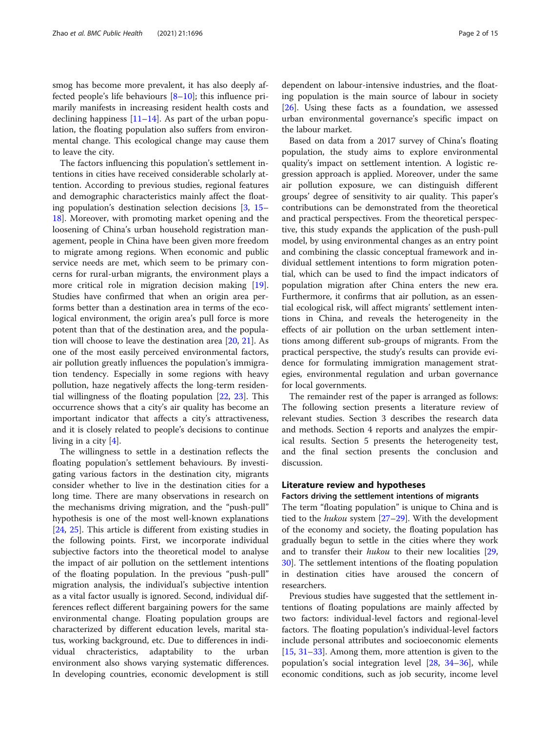smog has become more prevalent, it has also deeply affected people's life behaviours [8–10]; this influence primarily manifests in increasing resident health costs and declining happiness [11–14]. As part of the urban population, the floating population also suffers from environmental change. This ecological change may cause them to leave the city.

The factors influencing this population's settlement intentions in cities have received considerable scholarly attention. According to previous studies, regional features and demographic characteristics mainly affect the floating population's destination selection decisions [3, 15–18]. Moreover, with promoting market opening and the loosening of China's urban household registration management, people in China have been given more freedom to migrate among regions. When economic and public service needs are met, which seem to be primary concerns for rural-urban migrants, the environment plays a more critical role in migration decision making [19]. Studies have confirmed that when an origin area performs better than a destination area in terms of the ecological environment, the origin area's pull force is more potent than that of the destination area, and the population will choose to leave the destination area [20, 21]. As one of the most easily perceived environmental factors, air pollution greatly influences the population's immigration tendency. Especially in some regions with heavy pollution, haze negatively affects the long-term residential willingness of the floating population [22, 23]. This occurrence shows that a city's air quality has become an important indicator that affects a city's attractiveness, and it is closely related to people's decisions to continue living in a city [4].

The willingness to settle in a destination reflects the floating population's settlement behaviours. By investigating various factors in the destination city, migrants consider whether to live in the destination cities for a long time. There are many observations in research on the mechanisms driving migration, and the "push-pull" hypothesis is one of the most well-known explanations [24, 25]. This article is different from existing studies in the following points. First, we incorporate individual subjective factors into the theoretical model to analyse the impact of air pollution on the settlement intentions of the floating population. In the previous "push-pull" migration analysis, the individual's subjective intention as a vital factor usually is ignored. Second, individual differences reflect different bargaining powers for the same environmental change. Floating population groups are characterized by different education levels, marital status, working background, etc. Due to differences in individual chracteristics, adaptability to the urban environment also shows varying systematic differences. In developing countries, economic development is still dependent on labour-intensive industries, and the floating population is the main source of labour in society [26]. Using these facts as a foundation, we assessed urban environmental governance's specific impact on the labour market.

Based on data from a 2017 survey of China's floating population, the study aims to explore environmental quality's impact on settlement intention. A logistic regression approach is applied. Moreover, under the same air pollution exposure, we can distinguish different groups' degree of sensitivity to air quality. This paper's contributions can be demonstrated from the theoretical and practical perspectives. From the theoretical perspective, this study expands the application of the push-pull model, by using environmental changes as an entry point and combining the classic conceptual framework and individual settlement intentions to form migration potential, which can be used to find the impact indicators of population migration after China enters the new era. Furthermore, it confirms that air pollution, as an essential ecological risk, will affect migrants' settlement intentions in China, and reveals the heterogeneity in the effects of air pollution on the urban settlement intentions among different sub-groups of migrants. From the practical perspective, the study's results can provide evidence for formulating immigration management strategies, environmental regulation and urban governance for local governments.

The remainder rest of the paper is arranged as follows: The following section presents a literature review of relevant studies. Section 3 describes the research data and methods. Section 4 reports and analyzes the empirical results. Section 5 presents the heterogeneity test, and the final section presents the conclusion and discussion.

## Literature review and hypotheses

### Factors driving the settlement intentions of migrants

The term "floating population" is unique to China and is tied to the *hukou* system [27–29]. With the development of the economy and society, the floating population has gradually begun to settle in the cities where they work and to transfer their *hukou* to their new localities [29, 30]. The settlement intentions of the floating population in destination cities have aroused the concern of researchers.

Previous studies have suggested that the settlement intentions of floating populations are mainly affected by two factors: individual-level factors and regional-level factors. The floating population's individual-level factors include personal attributes and socioeconomic elements [15, 31–33]. Among them, more attention is given to the population's social integration level [28, 34–36], while economic conditions, such as job security, income level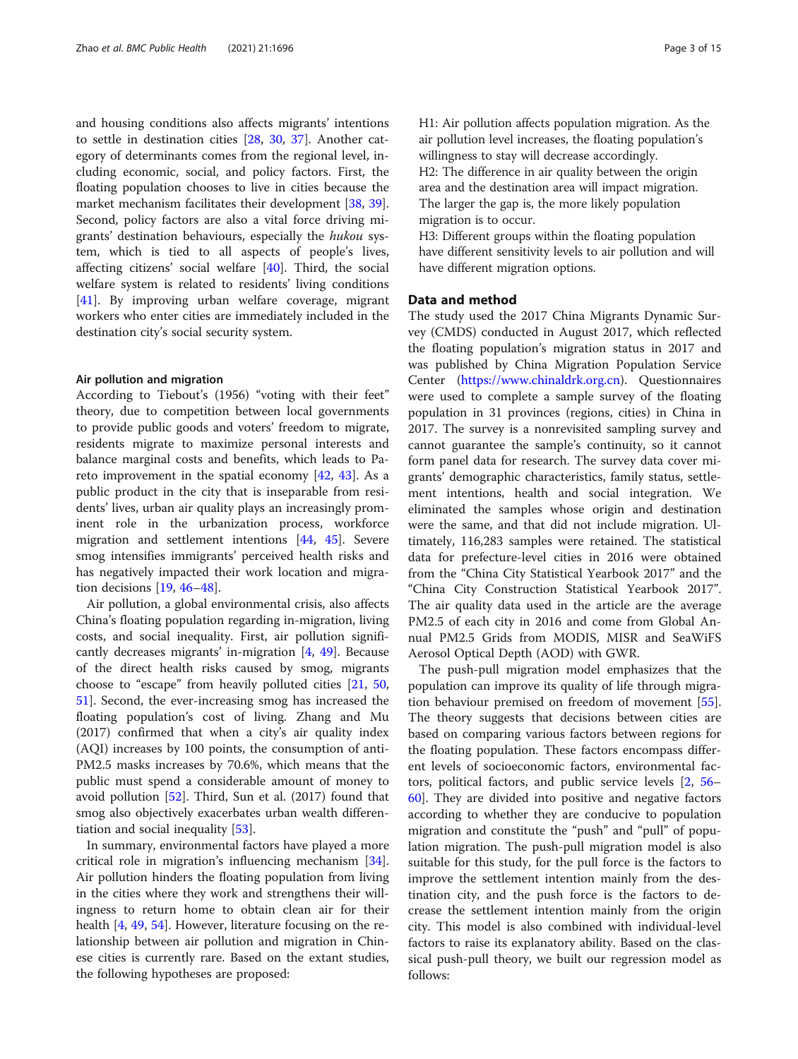and housing conditions also affects migrants' intentions to settle in destination cities [28, 30, 37]. Another category of determinants comes from the regional level, including economic, social, and policy factors. First, the floating population chooses to live in cities because the market mechanism facilitates their development [38, 39]. Second, policy factors are also a vital force driving migrants' destination behaviours, especially the *hukou* system, which is tied to all aspects of people's lives, affecting citizens' social welfare [40]. Third, the social welfare system is related to residents' living conditions [41]. By improving urban welfare coverage, migrant workers who enter cities are immediately included in the destination city's social security system.

### Air pollution and migration

According to Tiebout's (1956) "voting with their feet" theory, due to competition between local governments to provide public goods and voters' freedom to migrate, residents migrate to maximize personal interests and balance marginal costs and benefits, which leads to Pareto improvement in the spatial economy [42, 43]. As a public product in the city that is inseparable from residents' lives, urban air quality plays an increasingly prominent role in the urbanization process, workforce migration and settlement intentions [44, 45]. Severe smog intensifies immigrants' perceived health risks and has negatively impacted their work location and migration decisions [19, 46–48].

Air pollution, a global environmental crisis, also affects China's floating population regarding in-migration, living costs, and social inequality. First, air pollution significantly decreases migrants' in-migration [4, 49]. Because of the direct health risks caused by smog, migrants choose to "escape" from heavily polluted cities [21, 50, 51]. Second, the ever-increasing smog has increased the floating population's cost of living. Zhang and Mu (2017) confirmed that when a city's air quality index (AQI) increases by 100 points, the consumption of anti-PM2.5 masks increases by 70.6%, which means that the public must spend a considerable amount of money to avoid pollution [52]. Third, Sun et al. (2017) found that smog also objectively exacerbates urban wealth differentiation and social inequality [53].

In summary, environmental factors have played a more critical role in migration's influencing mechanism [34]. Air pollution hinders the floating population from living in the cities where they work and strengthens their willingness to return home to obtain clean air for their health [4, 49, 54]. However, literature focusing on the relationship between air pollution and migration in Chinese cities is currently rare. Based on the extant studies, the following hypotheses are proposed:

H1: Air pollution affects population migration. As the air pollution level increases, the floating population's willingness to stay will decrease accordingly.
H2: The difference in air quality between the origin area and the destination area will impact migration. The larger the gap is, the more likely population migration is to occur.
H3: Different groups within the floating population have different sensitivity levels to air pollution and will have different migration options.

## Data and method

The study used the 2017 China Migrants Dynamic Survey (CMDS) conducted in August 2017, which reflected the floating population's migration status in 2017 and was published by China Migration Population Service Center (https://www.chinaldrk.org.cn). Questionnaires were used to complete a sample survey of the floating population in 31 provinces (regions, cities) in China in 2017. The survey is a nonrevisited sampling survey and cannot guarantee the sample's continuity, so it cannot form panel data for research. The survey data cover migrants' demographic characteristics, family status, settlement intentions, health and social integration. We eliminated the samples whose origin and destination were the same, and that did not include migration. Ultimately, 116,283 samples were retained. The statistical data for prefecture-level cities in 2016 were obtained from the "China City Statistical Yearbook 2017" and the "China City Construction Statistical Yearbook 2017". The air quality data used in the article are the average PM2.5 of each city in 2016 and come from Global Annual PM2.5 Grids from MODIS, MISR and SeaWiFS Aerosol Optical Depth (AOD) with GWR.

The push-pull migration model emphasizes that the population can improve its quality of life through migration behaviour premised on freedom of movement [55]. The theory suggests that decisions between cities are based on comparing various factors between regions for the floating population. These factors encompass different levels of socioeconomic factors, environmental factors, political factors, and public service levels [2, 56–60]. They are divided into positive and negative factors according to whether they are conducive to population migration and constitute the "push" and "pull" of population migration. The push-pull migration model is also suitable for this study, for the pull force is the factors to improve the settlement intention mainly from the destination city, and the push force is the factors to decrease the settlement intention mainly from the origin city. This model is also combined with individual-level factors to raise its explanatory ability. Based on the classical push-pull theory, we built our regression model as follows: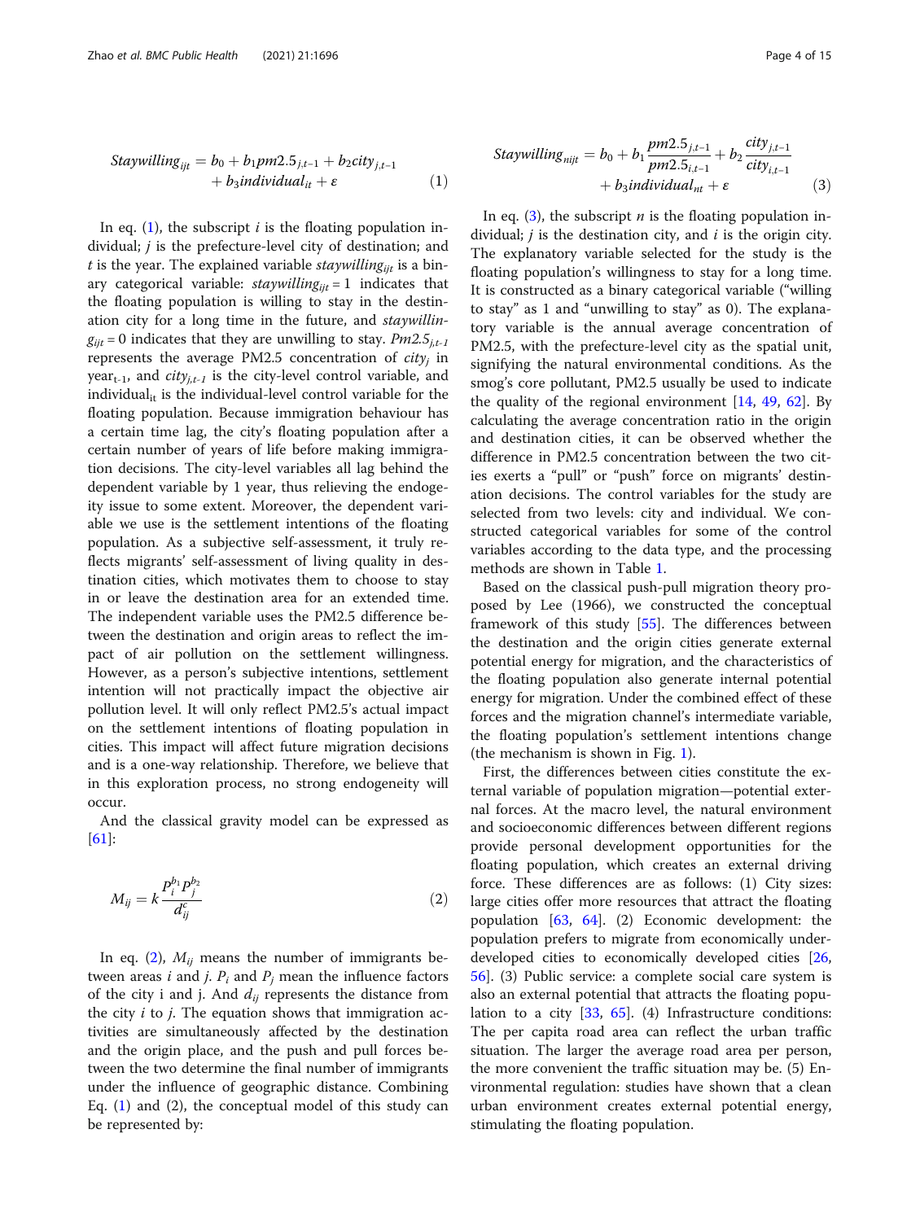$$Staywilling_{ijt} = b_0 + b_1 pm2.5_{j,t-1} + b_2 city_{j,t-1} + b_3 individual_{it} + \varepsilon \tag{1}$$

In eq. (1), the subscript $i$ is the floating population individual; $j$ is the prefecture-level city of destination; and $t$ is the year. The explained variable $staywilling_{ijt}$ is a binary categorical variable: $staywilling_{ijt} = 1$ indicates that the floating population is willing to stay in the destination city for a long time in the future, and $staywilling_{ijt} = 0$ indicates that they are unwilling to stay. $Pm2.5_{j,t-1}$ represents the average PM2.5 concentration of $city_j$ in $year_{t-1}$, and $city_{j,t-1}$ is the city-level control variable, and $individual_{it}$ is the individual-level control variable for the floating population. Because immigration behaviour has a certain time lag, the city's floating population after a certain number of years of life before making immigration decisions. The city-level variables all lag behind the dependent variable by 1 year, thus relieving the endogeity issue to some extent. Moreover, the dependent variable we use is the settlement intentions of the floating population. As a subjective self-assessment, it truly reflects migrants' self-assessment of living quality in destination cities, which motivates them to choose to stay in or leave the destination area for an extended time. The independent variable uses the PM2.5 difference between the destination and origin areas to reflect the impact of air pollution on the settlement willingness. However, as a person's subjective intentions, settlement intention will not practically impact the objective air pollution level. It will only reflect PM2.5's actual impact on the settlement intentions of floating population in cities. This impact will affect future migration decisions and is a one-way relationship. Therefore, we believe that in this exploration process, no strong endogeneity will occur.

And the classical gravity model can be expressed as [61]:

$$M_{ij} = k \frac{P_i^{b_1} P_j^{b_2}}{d_{ij}^{c}} \tag{2}$$

In eq. (2), $M_{ij}$ means the number of immigrants between areas $i$ and $j$. $P_i$ and $P_j$ mean the influence factors of the city i and j. And $d_{ij}$ represents the distance from the city $i$ to $j$. The equation shows that immigration activities are simultaneously affected by the destination and the origin place, and the push and pull forces between the two determine the final number of immigrants under the influence of geographic distance. Combining Eq. (1) and (2), the conceptual model of this study can be represented by:

$$Staywilling_{nijt} = b_0 + b_1 \frac{pm2.5_{j,t-1}}{pm2.5_{i,t-1}} + b_2 \frac{city_{j,t-1}}{city_{i,t-1}} + b_3 individual_{nt} + \varepsilon \tag{3}$$

In eq. (3), the subscript $n$ is the floating population individual; $j$ is the destination city, and $i$ is the origin city. The explanatory variable selected for the study is the floating population's willingness to stay for a long time. It is constructed as a binary categorical variable ("willing to stay" as 1 and "unwilling to stay" as 0). The explanatory variable is the annual average concentration of PM2.5, with the prefecture-level city as the spatial unit, signifying the natural environmental conditions. As the smog's core pollutant, PM2.5 usually be used to indicate the quality of the regional environment [14, 49, 62]. By calculating the average concentration ratio in the origin and destination cities, it can be observed whether the difference in PM2.5 concentration between the two cities exerts a "pull" or "push" force on migrants' destination decisions. The control variables for the study are selected from two levels: city and individual. We constructed categorical variables for some of the control variables according to the data type, and the processing methods are shown in Table 1.

Based on the classical push-pull migration theory proposed by Lee (1966), we constructed the conceptual framework of this study [55]. The differences between the destination and the origin cities generate external potential energy for migration, and the characteristics of the floating population also generate internal potential energy for migration. Under the combined effect of these forces and the migration channel's intermediate variable, the floating population's settlement intentions change (the mechanism is shown in Fig. 1).

First, the differences between cities constitute the external variable of population migration—potential external forces. At the macro level, the natural environment and socioeconomic differences between different regions provide personal development opportunities for the floating population, which creates an external driving force. These differences are as follows: (1) City sizes: large cities offer more resources that attract the floating population [63, 64]. (2) Economic development: the population prefers to migrate from economically underdeveloped cities to economically developed cities [26, 56]. (3) Public service: a complete social care system is also an external potential that attracts the floating population to a city [33, 65]. (4) Infrastructure conditions: The per capita road area can reflect the urban traffic situation. The larger the average road area per person, the more convenient the traffic situation may be. (5) Environmental regulation: studies have shown that a clean urban environment creates external potential energy, stimulating the floating population.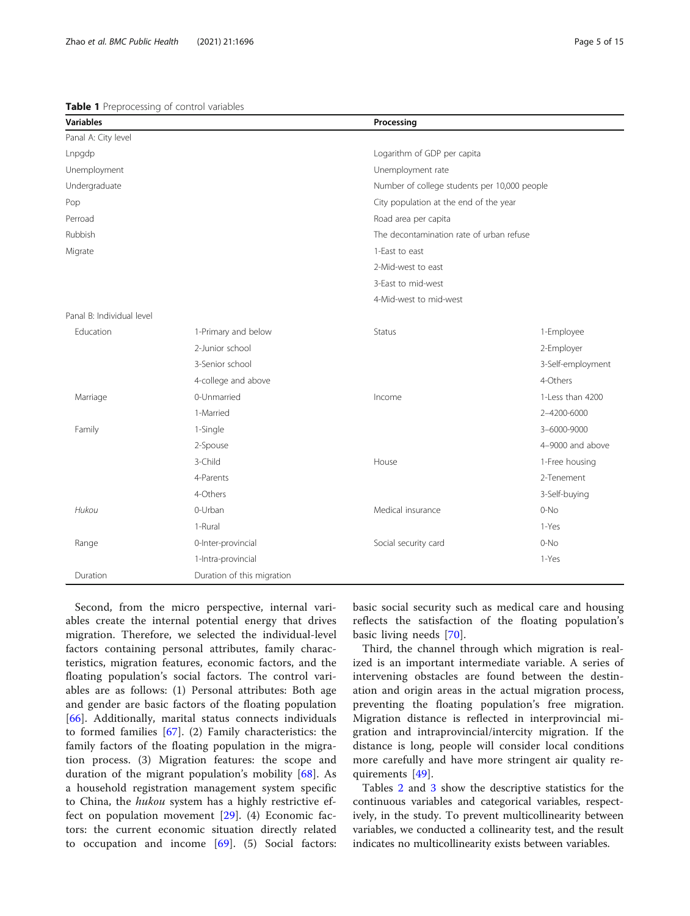**Table 1** Preprocessing of control variables

| Variables | | Processing | |
|---|---|---|---|
| Panal A: City level | | | |
| Lnpgdp | | Logarithm of GDP per capita | |
| Unemployment | | Unemployment rate | |
| Undergraduate | | Number of college students per 10,000 people | |
| Pop | | City population at the end of the year | |
| Perroad | | Road area per capita | |
| Rubbish | | The decontamination rate of urban refuse | |
| Migrate | | 1-East to east | |
| | | 2-Mid-west to east | |
| | | 3-East to mid-west | |
| | | 4-Mid-west to mid-west | |
| Panal B: Individual level | | | |
| Education | 1-Primary and below | Status | 1-Employee |
| | 2-Junior school | | 2-Employer |
| | 3-Senior school | | 3-Self-employment |
| | 4-college and above | | 4-Others |
| Marriage | 0-Unmarried | Income | 1-Less than 4200 |
| | 1-Married | | 2–4200-6000 |
| Family | 1-Single | | 3–6000-9000 |
| | 2-Spouse | | 4–9000 and above |
| | 3-Child | House | 1-Free housing |
| | 4-Parents | | 2-Tenement |
| | 4-Others | | 3-Self-buying |
| *Hukou* | 0-Urban | Medical insurance | 0-No |
| | 1-Rural | | 1-Yes |
| Range | 0-Inter-provincial | Social security card | 0-No |
| | 1-Intra-provincial | | 1-Yes |
| Duration | Duration of this migration | | |

Second, from the micro perspective, internal variables create the internal potential energy that drives migration. Therefore, we selected the individual-level factors containing personal attributes, family characteristics, migration features, economic factors, and the floating population's social factors. The control variables are as follows: (1) Personal attributes: Both age and gender are basic factors of the floating population [66]. Additionally, marital status connects individuals to formed families [67]. (2) Family characteristics: the family factors of the floating population in the migration process. (3) Migration features: the scope and duration of the migrant population's mobility [68]. As a household registration management system specific to China, the *hukou* system has a highly restrictive effect on population movement [29]. (4) Economic factors: the current economic situation directly related to occupation and income [69]. (5) Social factors: basic social security such as medical care and housing reflects the satisfaction of the floating population's basic living needs [70].

Third, the channel through which migration is realized is an important intermediate variable. A series of intervening obstacles are found between the destination and origin areas in the actual migration process, preventing the floating population's free migration. Migration distance is reflected in interprovincial migration and intraprovincial/intercity migration. If the distance is long, people will consider local conditions more carefully and have more stringent air quality requirements [49].

Tables 2 and 3 show the descriptive statistics for the continuous variables and categorical variables, respectively, in the study. To prevent multicollinearity between variables, we conducted a collinearity test, and the result indicates no multicollinearity exists between variables.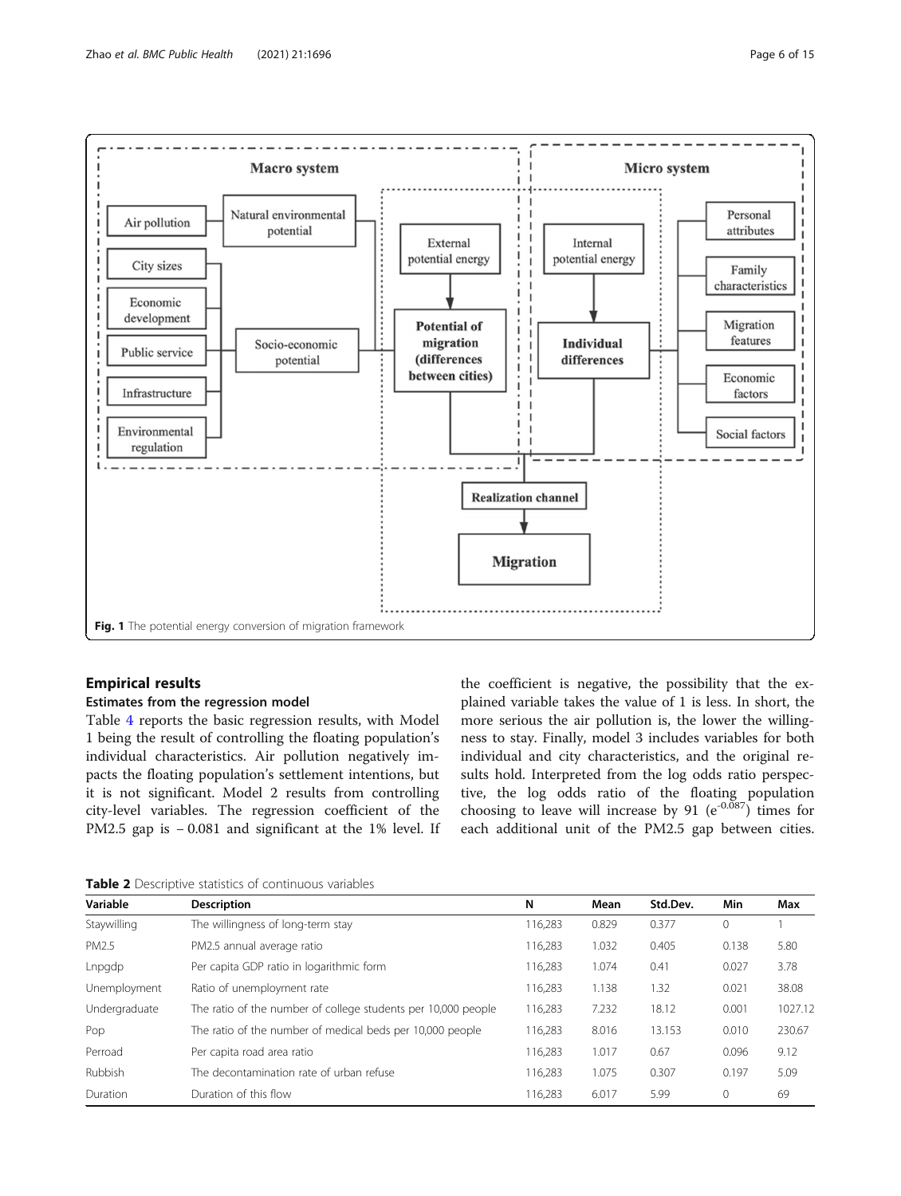Fig. 1 The potential energy conversion of migration framework

## Empirical results

### Estimates from the regression model

Table 4 reports the basic regression results, with Model 1 being the result of controlling the floating population's individual characteristics. Air pollution negatively impacts the floating population's settlement intentions, but it is not significant. Model 2 results from controlling city-level variables. The regression coefficient of the PM2.5 gap is − 0.081 and significant at the 1% level. If the coefficient is negative, the possibility that the explained variable takes the value of 1 is less. In short, the more serious the air pollution is, the lower the willingness to stay. Finally, model 3 includes variables for both individual and city characteristics, and the original results hold. Interpreted from the log odds ratio perspective, the log odds ratio of the floating population choosing to leave will increase by 91 ($e^{-0.087}$) times for each additional unit of the PM2.5 gap between cities.

**Table 2** Descriptive statistics of continuous variables

| Variable | Description | N | Mean | Std.Dev. | Min | Max |
|---|---|---|---|---|---|---|
| Staywilling | The willingness of long-term stay | 116,283 | 0.829 | 0.377 | 0 | 1 |
| PM2.5 | PM2.5 annual average ratio | 116,283 | 1.032 | 0.405 | 0.138 | 5.80 |
| Lnpgdp | Per capita GDP ratio in logarithmic form | 116,283 | 1.074 | 0.41 | 0.027 | 3.78 |
| Unemployment | Ratio of unemployment rate | 116,283 | 1.138 | 1.32 | 0.021 | 38.08 |
| Undergraduate | The ratio of the number of college students per 10,000 people | 116,283 | 7.232 | 18.12 | 0.001 | 1027.12 |
| Pop | The ratio of the number of medical beds per 10,000 people | 116,283 | 8.016 | 13.153 | 0.010 | 230.67 |
| Perroad | Per capita road area ratio | 116,283 | 1.017 | 0.67 | 0.096 | 9.12 |
| Rubbish | The decontamination rate of urban refuse | 116,283 | 1.075 | 0.307 | 0.197 | 5.09 |
| Duration | Duration of this flow | 116,283 | 6.017 | 5.99 | 0 | 69 |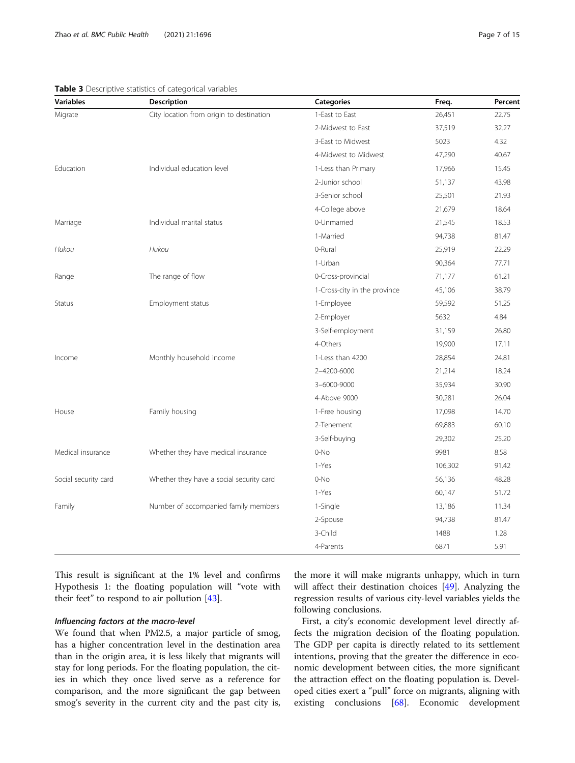**Table 3** Descriptive statistics of categorical variables

| Variables | Description | Categories | Freq. | Percent |
|---|---|---|---|---|
| Migrate | City location from origin to destination | 1-East to East | 26,451 | 22.75 |
| | | 2-Midwest to East | 37,519 | 32.27 |
| | | 3-East to Midwest | 5023 | 4.32 |
| | | 4-Midwest to Midwest | 47,290 | 40.67 |
| Education | Individual education level | 1-Less than Primary | 17,966 | 15.45 |
| | | 2-Junior school | 51,137 | 43.98 |
| | | 3-Senior school | 25,501 | 21.93 |
| | | 4-College above | 21,679 | 18.64 |
| Marriage | Individual marital status | 0-Unmarried | 21,545 | 18.53 |
| | | 1-Married | 94,738 | 81.47 |
| *Hukou* | *Hukou* | 0-Rural | 25,919 | 22.29 |
| | | 1-Urban | 90,364 | 77.71 |
| Range | The range of flow | 0-Cross-provincial | 71,177 | 61.21 |
| | | 1-Cross-city in the province | 45,106 | 38.79 |
| Status | Employment status | 1-Employee | 59,592 | 51.25 |
| | | 2-Employer | 5632 | 4.84 |
| | | 3-Self-employment | 31,159 | 26.80 |
| | | 4-Others | 19,900 | 17.11 |
| Income | Monthly household income | 1-Less than 4200 | 28,854 | 24.81 |
| | | 2–4200-6000 | 21,214 | 18.24 |
| | | 3–6000-9000 | 35,934 | 30.90 |
| | | 4-Above 9000 | 30,281 | 26.04 |
| House | Family housing | 1-Free housing | 17,098 | 14.70 |
| | | 2-Tenement | 69,883 | 60.10 |
| | | 3-Self-buying | 29,302 | 25.20 |
| Medical insurance | Whether they have medical insurance | 0-No | 9981 | 8.58 |
| | | 1-Yes | 106,302 | 91.42 |
| Social security card | Whether they have a social security card | 0-No | 56,136 | 48.28 |
| | | 1-Yes | 60,147 | 51.72 |
| Family | Number of accompanied family members | 1-Single | 13,186 | 11.34 |
| | | 2-Spouse | 94,738 | 81.47 |
| | | 3-Child | 1488 | 1.28 |
| | | 4-Parents | 6871 | 5.91 |

This result is significant at the 1% level and confirms Hypothesis 1: the floating population will "vote with their feet" to respond to air pollution [43].

#### Influencing factors at the macro-level

We found that when PM2.5, a major particle of smog, has a higher concentration level in the destination area than in the origin area, it is less likely that migrants will stay for long periods. For the floating population, the cities in which they once lived serve as a reference for comparison, and the more significant the gap between smog's severity in the current city and the past city is, the more it will make migrants unhappy, which in turn will affect their destination choices [49]. Analyzing the regression results of various city-level variables yields the following conclusions.

First, a city's economic development level directly affects the migration decision of the floating population. The GDP per capita is directly related to its settlement intentions, proving that the greater the difference in economic development between cities, the more significant the attraction effect on the floating population is. Developed cities exert a "pull" force on migrants, aligning with existing conclusions [68]. Economic development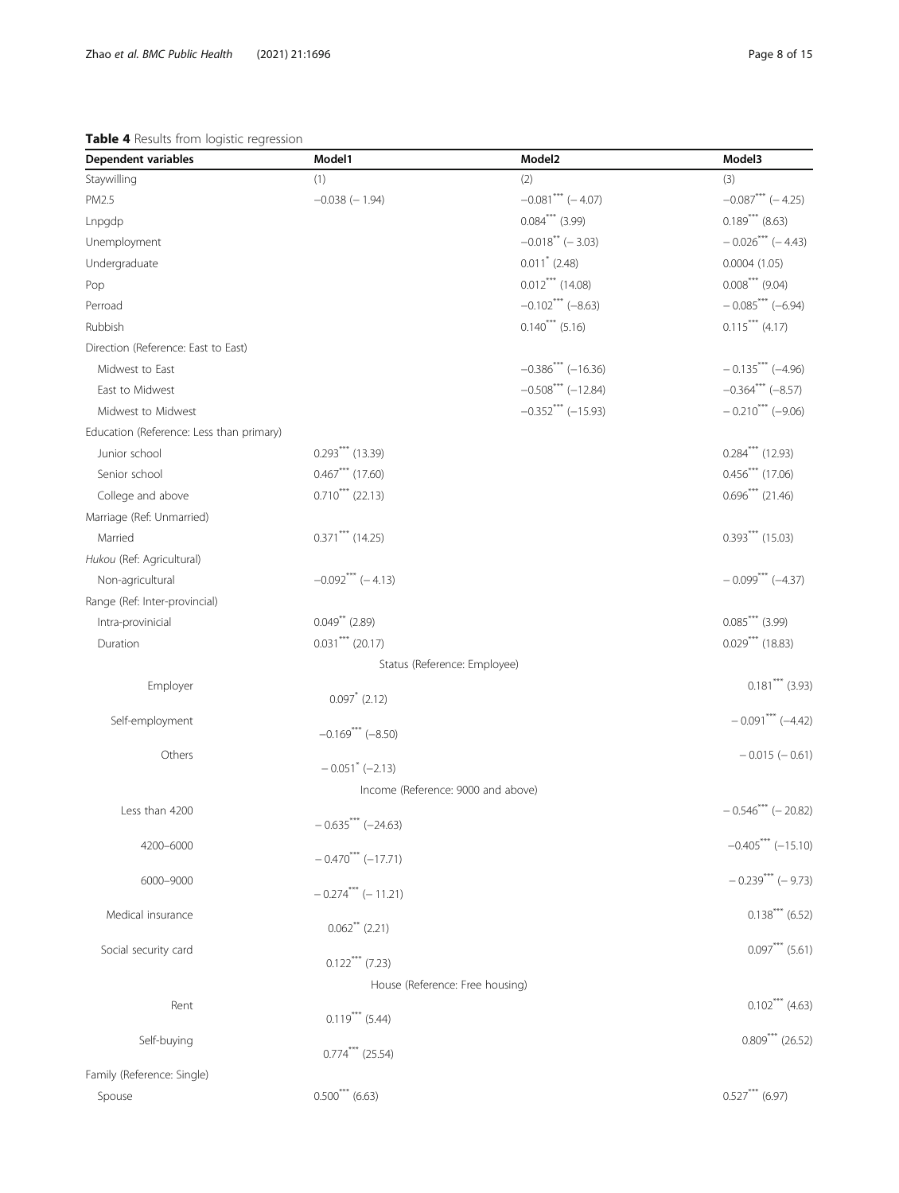**Table 4** Results from logistic regression

| Dependent variables | Model1 | Model2 | Model3 |
| --- | --- | --- | --- |
| Staywilling | (1) | (2) | (3) |
| PM2.5 | −0.038 (− 1.94) | −0.081*** (− 4.07) | −0.087*** (− 4.25) |
| Lnpgdp | | 0.084*** (3.99) | 0.189*** (8.63) |
| Unemployment | | −0.018** (− 3.03) | − 0.026*** (− 4.43) |
| Undergraduate | | 0.011* (2.48) | 0.0004 (1.05) |
| Pop | | 0.012*** (14.08) | 0.008*** (9.04) |
| Perroad | | −0.102*** (−8.63) | − 0.085*** (−6.94) |
| Rubbish | | 0.140*** (5.16) | 0.115*** (4.17) |
| Direction (Reference: East to East) | | | |
| Midwest to East | | −0.386*** (−16.36) | − 0.135*** (−4.96) |
| East to Midwest | | −0.508*** (−12.84) | −0.364*** (−8.57) |
| Midwest to Midwest | | −0.352*** (−15.93) | − 0.210*** (−9.06) |
| Education (Reference: Less than primary) | | | |
| Junior school | 0.293*** (13.39) | | 0.284*** (12.93) |
| Senior school | 0.467*** (17.60) | | 0.456*** (17.06) |
| College and above | 0.710*** (22.13) | | 0.696*** (21.46) |
| Marriage (Ref: Unmarried) | | | |
| Married | 0.371*** (14.25) | | 0.393*** (15.03) |
| *Hukou* (Ref: Agricultural) | | | |
| Non-agricultural | −0.092*** (− 4.13) | | − 0.099*** (−4.37) |
| Range (Ref: Inter-provincial) | | | |
| Intra-provinicial | 0.049** (2.89) | | 0.085*** (3.99) |
| Duration | 0.031*** (20.17) | | 0.029*** (18.83) |
| Status (Reference: Employee) | | | |
| Employer | 0.097* (2.12) | | 0.181*** (3.93) |
| Self-employment | −0.169*** (−8.50) | | − 0.091*** (−4.42) |
| Others | − 0.051* (−2.13) | | − 0.015 (− 0.61) |
| Income (Reference: 9000 and above) | | | |
| Less than 4200 | − 0.635*** (−24.63) | | − 0.546*** (− 20.82) |
| 4200–6000 | − 0.470*** (−17.71) | | −0.405*** (−15.10) |
| 6000–9000 | − 0.274*** (− 11.21) | | − 0.239*** (− 9.73) |
| Medical insurance | 0.062** (2.21) | | 0.138*** (6.52) |
| Social security card | 0.122*** (7.23) | | 0.097*** (5.61) |
| House (Reference: Free housing) | | | |
| Rent | 0.119*** (5.44) | | 0.102*** (4.63) |
| Self-buying | 0.774*** (25.54) | | 0.809*** (26.52) |
| Family (Reference: Single) | | | |
| Spouse | 0.500*** (6.63) | | 0.527*** (6.97) |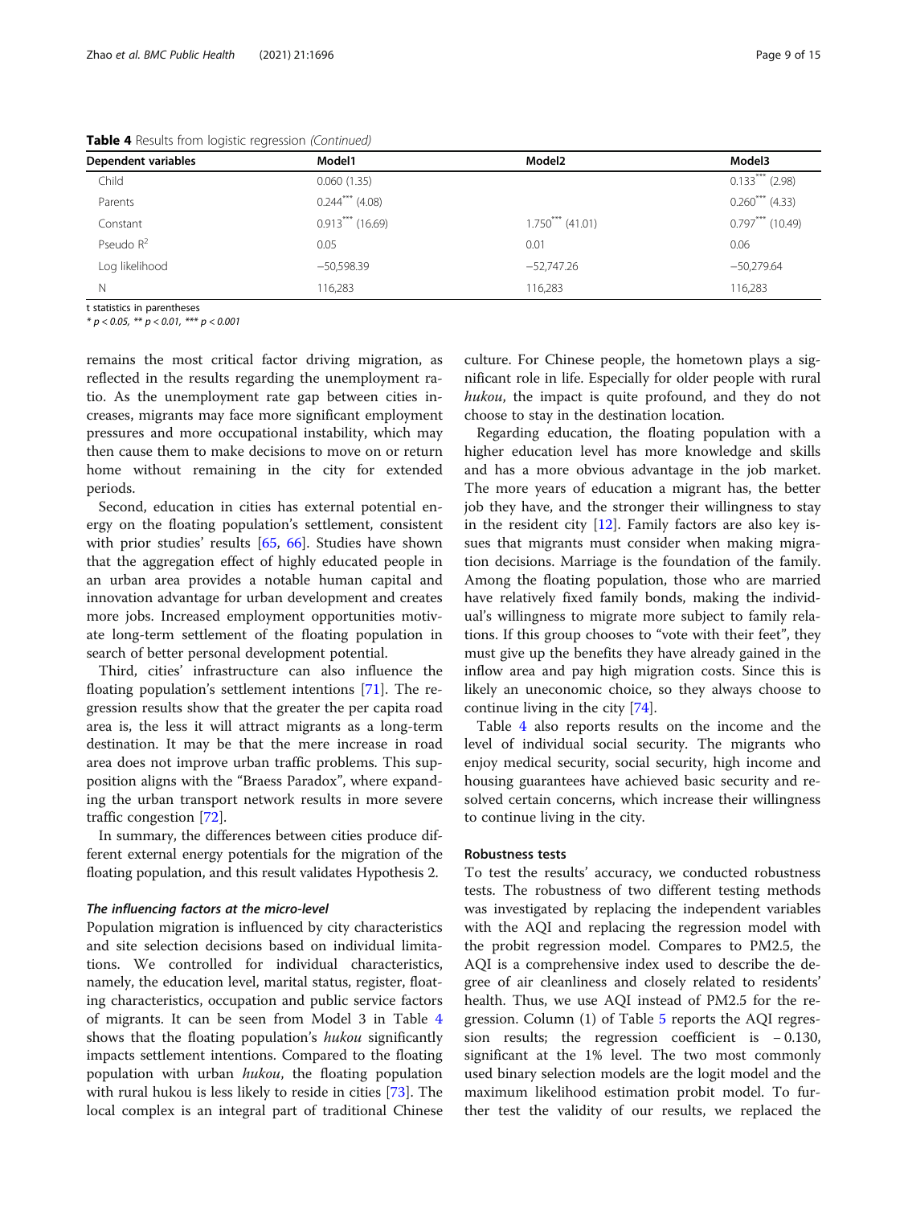**Table 4** Results from logistic regression *(Continued)*

| Dependent variables | Model1 | Model2 | Model3 |
|---|---|---|---|
| Child | 0.060 (1.35) | | 0.133*** (2.98) |
| Parents | 0.244*** (4.08) | | 0.260*** (4.33) |
| Constant | 0.913*** (16.69) | 1.750*** (41.01) | 0.797*** (10.49) |
| Pseudo $R^2$ | 0.05 | 0.01 | 0.06 |
| Log likelihood | −50,598.39 | −52,747.26 | −50,279.64 |
| N | 116,283 | 116,283 | 116,283 |

t statistics in parentheses
* $p < 0.05$, ** $p < 0.01$, *** $p < 0.001$

remains the most critical factor driving migration, as reflected in the results regarding the unemployment ratio. As the unemployment rate gap between cities increases, migrants may face more significant employment pressures and more occupational instability, which may then cause them to make decisions to move on or return home without remaining in the city for extended periods.

Second, education in cities has external potential energy on the floating population's settlement, consistent with prior studies' results [65, 66]. Studies have shown that the aggregation effect of highly educated people in an urban area provides a notable human capital and innovation advantage for urban development and creates more jobs. Increased employment opportunities motivate long-term settlement of the floating population in search of better personal development potential.

Third, cities' infrastructure can also influence the floating population's settlement intentions [71]. The regression results show that the greater the per capita road area is, the less it will attract migrants as a long-term destination. It may be that the mere increase in road area does not improve urban traffic problems. This supposition aligns with the "Braess Paradox", where expanding the urban transport network results in more severe traffic congestion [72].

In summary, the differences between cities produce different external energy potentials for the migration of the floating population, and this result validates Hypothesis 2.

#### *The influencing factors at the micro-level*

Population migration is influenced by city characteristics and site selection decisions based on individual limitations. We controlled for individual characteristics, namely, the education level, marital status, register, floating characteristics, occupation and public service factors of migrants. It can be seen from Model 3 in Table 4 shows that the floating population's *hukou* significantly impacts settlement intentions. Compared to the floating population with urban *hukou*, the floating population with rural hukou is less likely to reside in cities [73]. The local complex is an integral part of traditional Chinese culture. For Chinese people, the hometown plays a significant role in life. Especially for older people with rural *hukou*, the impact is quite profound, and they do not choose to stay in the destination location.

Regarding education, the floating population with a higher education level has more knowledge and skills and has a more obvious advantage in the job market. The more years of education a migrant has, the better job they have, and the stronger their willingness to stay in the resident city [12]. Family factors are also key issues that migrants must consider when making migration decisions. Marriage is the foundation of the family. Among the floating population, those who are married have relatively fixed family bonds, making the individual's willingness to migrate more subject to family relations. If this group chooses to "vote with their feet", they must give up the benefits they have already gained in the inflow area and pay high migration costs. Since this is likely an uneconomic choice, so they always choose to continue living in the city [74].

Table 4 also reports results on the income and the level of individual social security. The migrants who enjoy medical security, social security, high income and housing guarantees have achieved basic security and resolved certain concerns, which increase their willingness to continue living in the city.

### Robustness tests

To test the results' accuracy, we conducted robustness tests. The robustness of two different testing methods was investigated by replacing the independent variables with the AQI and replacing the regression model with the probit regression model. Compares to PM2.5, the AQI is a comprehensive index used to describe the degree of air cleanliness and closely related to residents' health. Thus, we use AQI instead of PM2.5 for the regression. Column (1) of Table 5 reports the AQI regression results; the regression coefficient is −0.130, significant at the 1% level. The two most commonly used binary selection models are the logit model and the maximum likelihood estimation probit model. To further test the validity of our results, we replaced the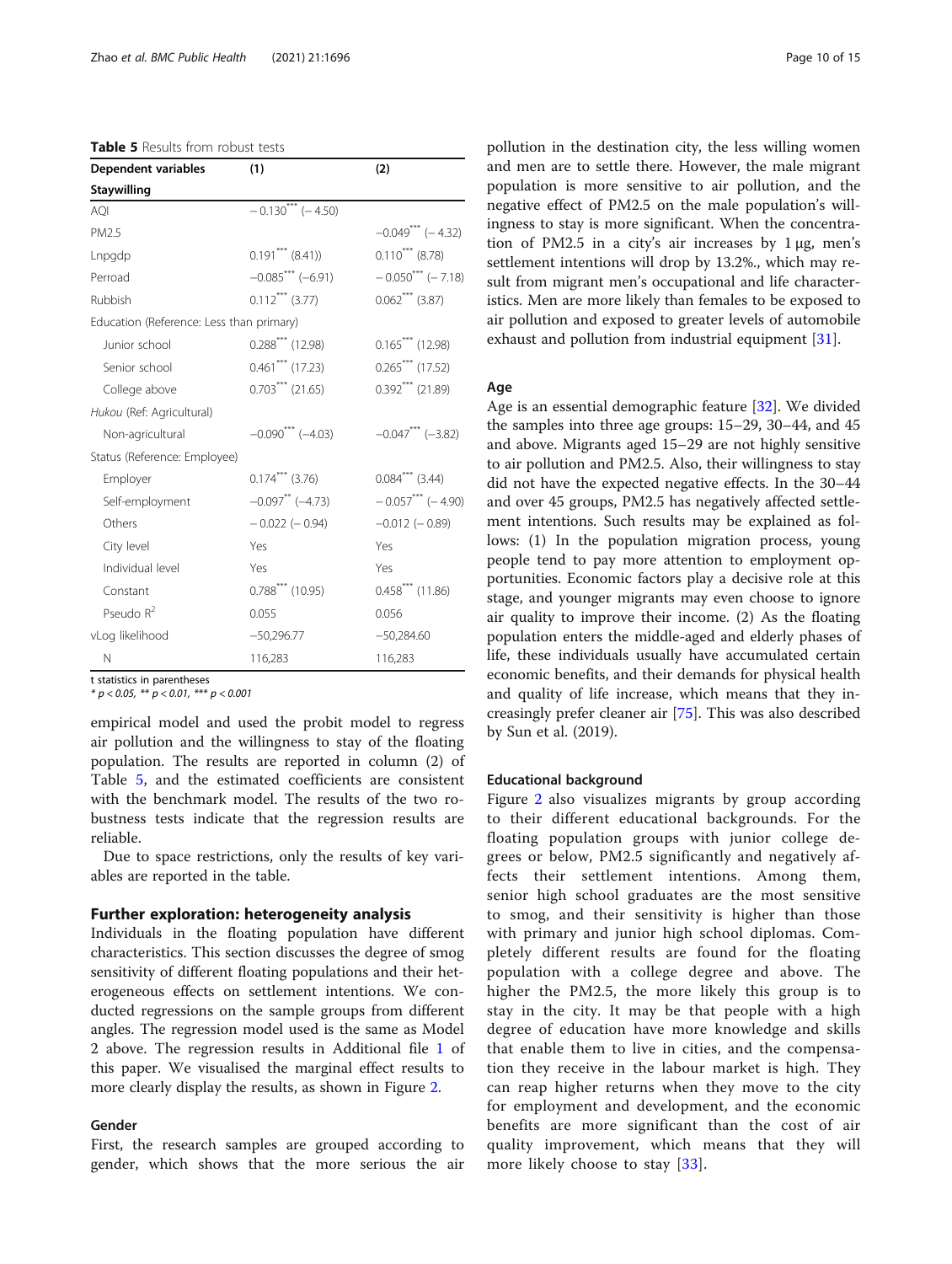**Table 5** Results from robust tests

| Dependent variables | (1) | (2) |
|---|---|---|
| **Staywilling** | | |
| AQI | −0.130*** (−4.50) | |
| PM2.5 | | −0.049*** (−4.32) |
| Lnpgdp | 0.191*** (8.41)) | 0.110*** (8.78) |
| Perroad | −0.085*** (−6.91) | −0.050*** (−7.18) |
| Rubbish | 0.112*** (3.77) | 0.062*** (3.87) |
| Education (Reference: Less than primary) | | |
| Junior school | 0.288*** (12.98) | 0.165*** (12.98) |
| Senior school | 0.461*** (17.23) | 0.265*** (17.52) |
| College above | 0.703*** (21.65) | 0.392*** (21.89) |
| *Hukou* (Ref: Agricultural) | | |
| Non-agricultural | −0.090*** (−4.03) | −0.047*** (−3.82) |
| Status (Reference: Employee) | | |
| Employer | 0.174*** (3.76) | 0.084*** (3.44) |
| Self-employment | −0.097** (−4.73) | −0.057*** (−4.90) |
| Others | −0.022 (−0.94) | −0.012 (−0.89) |
| City level | Yes | Yes |
| Individual level | Yes | Yes |
| Constant | 0.788*** (10.95) | 0.458*** (11.86) |
| Pseudo $R^2$ | 0.055 | 0.056 |
| vLog likelihood | −50,296.77 | −50,284.60 |
| N | 116,283 | 116,283 |

t statistics in parentheses
\* $p < 0.05$, \*\* $p < 0.01$, \*\*\* $p < 0.001$

empirical model and used the probit model to regress air pollution and the willingness to stay of the floating population. The results are reported in column (2) of Table 5, and the estimated coefficients are consistent with the benchmark model. The results of the two robustness tests indicate that the regression results are reliable.

Due to space restrictions, only the results of key variables are reported in the table.

## Further exploration: heterogeneity analysis

Individuals in the floating population have different characteristics. This section discusses the degree of smog sensitivity of different floating populations and their heterogeneous effects on settlement intentions. We conducted regressions on the sample groups from different angles. The regression model used is the same as Model 2 above. The regression results in Additional file 1 of this paper. We visualised the marginal effect results to more clearly display the results, as shown in Figure 2.

### Gender

First, the research samples are grouped according to gender, which shows that the more serious the air pollution in the destination city, the less willing women and men are to settle there. However, the male migrant population is more sensitive to air pollution, and the negative effect of PM2.5 on the male population's willingness to stay is more significant. When the concentration of PM2.5 in a city's air increases by 1 μg, men's settlement intentions will drop by 13.2%., which may result from migrant men's occupational and life characteristics. Men are more likely than females to be exposed to air pollution and exposed to greater levels of automobile exhaust and pollution from industrial equipment [31].

### Age

Age is an essential demographic feature [32]. We divided the samples into three age groups: 15–29, 30–44, and 45 and above. Migrants aged 15–29 are not highly sensitive to air pollution and PM2.5. Also, their willingness to stay did not have the expected negative effects. In the 30–44 and over 45 groups, PM2.5 has negatively affected settlement intentions. Such results may be explained as follows: (1) In the population migration process, young people tend to pay more attention to employment opportunities. Economic factors play a decisive role at this stage, and younger migrants may even choose to ignore air quality to improve their income. (2) As the floating population enters the middle-aged and elderly phases of life, these individuals usually have accumulated certain economic benefits, and their demands for physical health and quality of life increase, which means that they increasingly prefer cleaner air [75]. This was also described by Sun et al. (2019).

### Educational background

Figure 2 also visualizes migrants by group according to their different educational backgrounds. For the floating population groups with junior college degrees or below, PM2.5 significantly and negatively affects their settlement intentions. Among them, senior high school graduates are the most sensitive to smog, and their sensitivity is higher than those with primary and junior high school diplomas. Completely different results are found for the floating population with a college degree and above. The higher the PM2.5, the more likely this group is to stay in the city. It may be that people with a high degree of education have more knowledge and skills that enable them to live in cities, and the compensation they receive in the labour market is high. They can reap higher returns when they move to the city for employment and development, and the economic benefits are more significant than the cost of air quality improvement, which means that they will more likely choose to stay [33].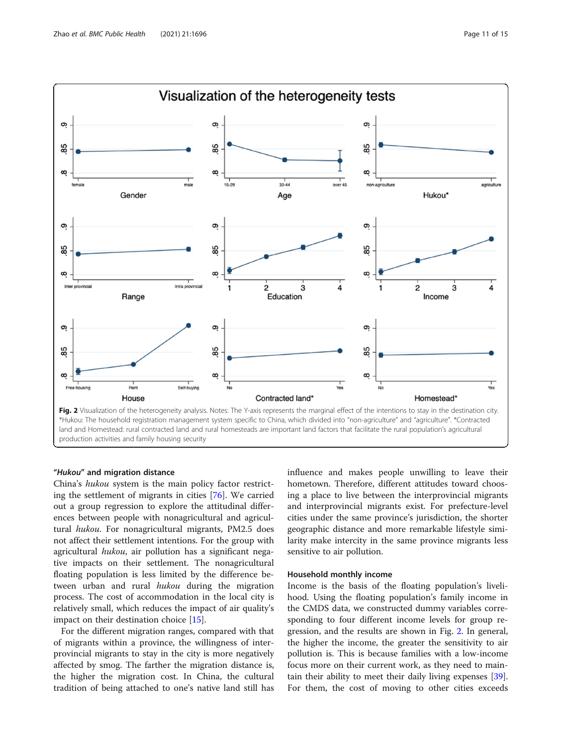Fig. 2 Visualization of the heterogeneity analysis. Notes: The Y-axis represents the marginal effect of the intentions to stay in the destination city. *Hukou: The household registration management system specific to China, which divided into "non-agriculture" and "agriculture". *Contracted land and Homestead: rural contracted land and rural homesteads are important land factors that facilitate the rural population's agricultural production activities and family housing security

### "*Hukou*" and migration distance

China's *hukou* system is the main policy factor restricting the settlement of migrants in cities [76]. We carried out a group regression to explore the attitudinal differences between people with nonagricultural and agricultural *hukou*. For nonagricultural migrants, PM2.5 does not affect their settlement intentions. For the group with agricultural *hukou*, air pollution has a significant negative impacts on their settlement. The nonagricultural floating population is less limited by the difference between urban and rural *hukou* during the migration process. The cost of accommodation in the local city is relatively small, which reduces the impact of air quality's impact on their destination choice [15].

For the different migration ranges, compared with that of migrants within a province, the willingness of interprovincial migrants to stay in the city is more negatively affected by smog. The farther the migration distance is, the higher the migration cost. In China, the cultural tradition of being attached to one's native land still has influence and makes people unwilling to leave their hometown. Therefore, different attitudes toward choosing a place to live between the interprovincial migrants and interprovincial migrants exist. For prefecture-level cities under the same province's jurisdiction, the shorter geographic distance and more remarkable lifestyle similarity make intercity in the same province migrants less sensitive to air pollution.

### Household monthly income

Income is the basis of the floating population's livelihood. Using the floating population's family income in the CMDS data, we constructed dummy variables corresponding to four different income levels for group regression, and the results are shown in Fig. 2. In general, the higher the income, the greater the sensitivity to air pollution is. This is because families with a low-income focus more on their current work, as they need to maintain their ability to meet their daily living expenses [39]. For them, the cost of moving to other cities exceeds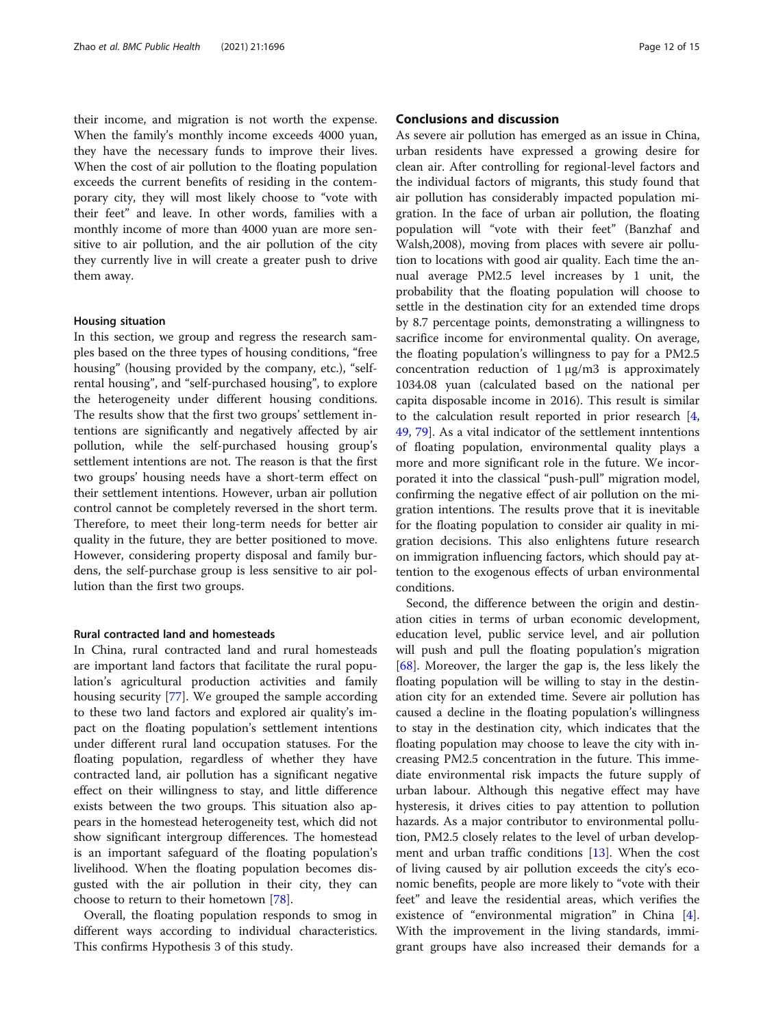their income, and migration is not worth the expense. When the family's monthly income exceeds 4000 yuan, they have the necessary funds to improve their lives. When the cost of air pollution to the floating population exceeds the current benefits of residing in the contemporary city, they will most likely choose to "vote with their feet" and leave. In other words, families with a monthly income of more than 4000 yuan are more sensitive to air pollution, and the air pollution of the city they currently live in will create a greater push to drive them away.

#### Housing situation

In this section, we group and regress the research samples based on the three types of housing conditions, "free housing" (housing provided by the company, etc.), "self-rental housing", and "self-purchased housing", to explore the heterogeneity under different housing conditions. The results show that the first two groups' settlement intentions are significantly and negatively affected by air pollution, while the self-purchased housing group's settlement intentions are not. The reason is that the first two groups' housing needs have a short-term effect on their settlement intentions. However, urban air pollution control cannot be completely reversed in the short term. Therefore, to meet their long-term needs for better air quality in the future, they are better positioned to move. However, considering property disposal and family burdens, the self-purchase group is less sensitive to air pollution than the first two groups.

#### Rural contracted land and homesteads

In China, rural contracted land and rural homesteads are important land factors that facilitate the rural population's agricultural production activities and family housing security [77]. We grouped the sample according to these two land factors and explored air quality's impact on the floating population's settlement intentions under different rural land occupation statuses. For the floating population, regardless of whether they have contracted land, air pollution has a significant negative effect on their willingness to stay, and little difference exists between the two groups. This situation also appears in the homestead heterogeneity test, which did not show significant intergroup differences. The homestead is an important safeguard of the floating population's livelihood. When the floating population becomes disgusted with the air pollution in their city, they can choose to return to their hometown [78].

Overall, the floating population responds to smog in different ways according to individual characteristics. This confirms Hypothesis 3 of this study.

## Conclusions and discussion

As severe air pollution has emerged as an issue in China, urban residents have expressed a growing desire for clean air. After controlling for regional-level factors and the individual factors of migrants, this study found that air pollution has considerably impacted population migration. In the face of urban air pollution, the floating population will "vote with their feet" (Banzhaf and Walsh,2008), moving from places with severe air pollution to locations with good air quality. Each time the annual average PM2.5 level increases by 1 unit, the probability that the floating population will choose to settle in the destination city for an extended time drops by 8.7 percentage points, demonstrating a willingness to sacrifice income for environmental quality. On average, the floating population's willingness to pay for a PM2.5 concentration reduction of 1 μg/m3 is approximately 1034.08 yuan (calculated based on the national per capita disposable income in 2016). This result is similar to the calculation result reported in prior research [4, 49, 79]. As a vital indicator of the settlement inntentions of floating population, environmental quality plays a more and more significant role in the future. We incorporated it into the classical "push-pull" migration model, confirming the negative effect of air pollution on the migration intentions. The results prove that it is inevitable for the floating population to consider air quality in migration decisions. This also enlightens future research on immigration influencing factors, which should pay attention to the exogenous effects of urban environmental conditions.

Second, the difference between the origin and destination cities in terms of urban economic development, education level, public service level, and air pollution will push and pull the floating population's migration [68]. Moreover, the larger the gap is, the less likely the floating population will be willing to stay in the destination city for an extended time. Severe air pollution has caused a decline in the floating population's willingness to stay in the destination city, which indicates that the floating population may choose to leave the city with increasing PM2.5 concentration in the future. This immediate environmental risk impacts the future supply of urban labour. Although this negative effect may have hysteresis, it drives cities to pay attention to pollution hazards. As a major contributor to environmental pollution, PM2.5 closely relates to the level of urban development and urban traffic conditions [13]. When the cost of living caused by air pollution exceeds the city's economic benefits, people are more likely to "vote with their feet" and leave the residential areas, which verifies the existence of "environmental migration" in China [4]. With the improvement in the living standards, immigrant groups have also increased their demands for a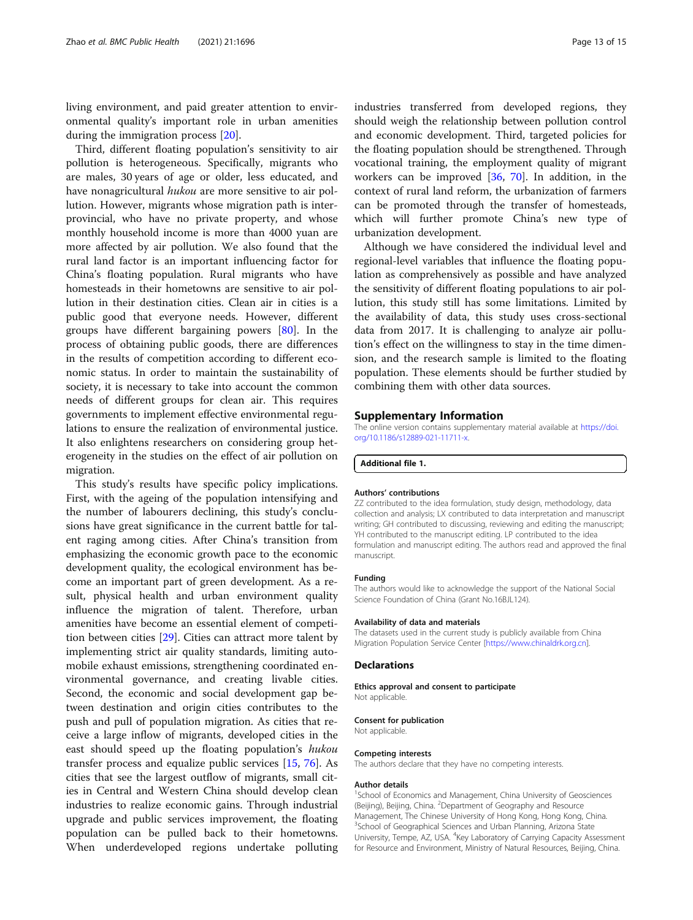living environment, and paid greater attention to environmental quality's important role in urban amenities during the immigration process [20].

Third, different floating population's sensitivity to air pollution is heterogeneous. Specifically, migrants who are males, 30 years of age or older, less educated, and have nonagricultural *hukou* are more sensitive to air pollution. However, migrants whose migration path is interprovincial, who have no private property, and whose monthly household income is more than 4000 yuan are more affected by air pollution. We also found that the rural land factor is an important influencing factor for China's floating population. Rural migrants who have homesteads in their hometowns are sensitive to air pollution in their destination cities. Clean air in cities is a public good that everyone needs. However, different groups have different bargaining powers [80]. In the process of obtaining public goods, there are differences in the results of competition according to different economic status. In order to maintain the sustainability of society, it is necessary to take into account the common needs of different groups for clean air. This requires governments to implement effective environmental regulations to ensure the realization of environmental justice. It also enlightens researchers on considering group heterogeneity in the studies on the effect of air pollution on migration.

This study's results have specific policy implications. First, with the ageing of the population intensifying and the number of labourers declining, this study's conclusions have great significance in the current battle for talent raging among cities. After China's transition from emphasizing the economic growth pace to the economic development quality, the ecological environment has become an important part of green development. As a result, physical health and urban environment quality influence the migration of talent. Therefore, urban amenities have become an essential element of competition between cities [29]. Cities can attract more talent by implementing strict air quality standards, limiting automobile exhaust emissions, strengthening coordinated environmental governance, and creating livable cities. Second, the economic and social development gap between destination and origin cities contributes to the push and pull of population migration. As cities that receive a large inflow of migrants, developed cities in the east should speed up the floating population's *hukou* transfer process and equalize public services [15, 76]. As cities that see the largest outflow of migrants, small cities in Central and Western China should develop clean industries to realize economic gains. Through industrial upgrade and public services improvement, the floating population can be pulled back to their hometowns. When underdeveloped regions undertake polluting industries transferred from developed regions, they should weigh the relationship between pollution control and economic development. Third, targeted policies for the floating population should be strengthened. Through vocational training, the employment quality of migrant workers can be improved [36, 70]. In addition, in the context of rural land reform, the urbanization of farmers can be promoted through the transfer of homesteads, which will further promote China's new type of urbanization development.

Although we have considered the individual level and regional-level variables that influence the floating population as comprehensively as possible and have analyzed the sensitivity of different floating populations to air pollution, this study still has some limitations. Limited by the availability of data, this study uses cross-sectional data from 2017. It is challenging to analyze air pollution's effect on the willingness to stay in the time dimension, and the research sample is limited to the floating population. These elements should be further studied by combining them with other data sources.

## Supplementary Information

The online version contains supplementary material available at https://doi.org/10.1186/s12889-021-11711-x.

**Additional file 1.**

### Authors' contributions

ZZ contributed to the idea formulation, study design, methodology, data collection and analysis; LX contributed to data interpretation and manuscript writing; GH contributed to discussing, reviewing and editing the manuscript; YH contributed to the manuscript editing. LP contributed to the idea formulation and manuscript editing. The authors read and approved the final manuscript.

### Funding

The authors would like to acknowledge the support of the National Social Science Foundation of China (Grant No.16BJL124).

### Availability of data and materials

The datasets used in the current study is publicly available from China Migration Population Service Center [https://www.chinaldrk.org.cn].

## Declarations

### Ethics approval and consent to participate

Not applicable.

### Consent for publication

Not applicable.

### Competing interests

The authors declare that they have no competing interests.

### Author details

[1]School of Economics and Management, China University of Geosciences (Beijing), Beijing, China. [2]Department of Geography and Resource Management, The Chinese University of Hong Kong, Hong Kong, China. [3]School of Geographical Sciences and Urban Planning, Arizona State University, Tempe, AZ, USA. [4]Key Laboratory of Carrying Capacity Assessment for Resource and Environment, Ministry of Natural Resources, Beijing, China.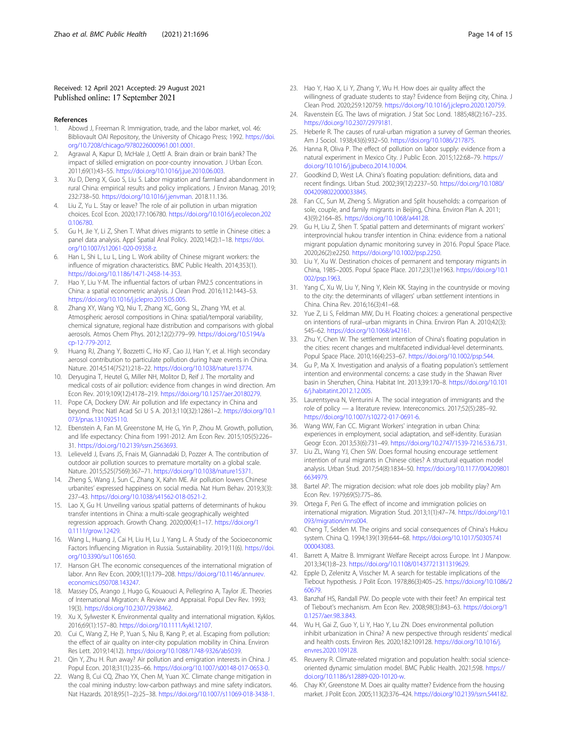Received: 12 April 2021 Accepted: 29 August 2021
Published online: 17 September 2021

## References

1. Abowd J, Freeman R. Immigration, trade, and the labor market, vol. 46: Bibliovault OAI Repository, the University of Chicago Press; 1992. https://doi.org/10.7208/chicago/9780226000961.001.0001.
2. Agrawal A, Kapur D, McHale J, Oettl A. Brain drain or brain bank? The impact of skilled emigration on poor-country innovation. J Urban Econ. 2011;69(1):43–55. https://doi.org/10.1016/j.jue.2010.06.003.
3. Xu D, Deng X, Guo S, Liu S. Labor migration and farmland abandonment in rural China: empirical results and policy implications. J Environ Manag. 2019; 232:738–50. https://doi.org/10.1016/j.jenvman. 2018.11.136.
4. Liu Z, Yu L. Stay or leave? The role of air pollution in urban migration choices. Ecol Econ. 2020;177:106780. https://doi.org/10.1016/j.ecolecon.2020.106780.
5. Gu H, Jie Y, Li Z, Shen T. What drives migrants to settle in Chinese cities: a panel data analysis. Appl Spatial Anal Policy. 2020;14(2):1–18. https://doi.org/10.1007/s12061-020-09358-z.
6. Han L, Shi L, Lu L, Ling L. Work ability of Chinese migrant workers: the influence of migration characteristics. BMC Public Health. 2014;353(1). https://doi.org/10.1186/1471-2458-14-353.
7. Hao Y, Liu Y-M. The influential factors of urban PM2.5 concentrations in China: a spatial econometric analysis. J Clean Prod. 2016;112:1443–53. https://doi.org/10.1016/j.jclepro.2015.05.005.
8. Zhang XY, Wang YQ, Niu T, Zhang XC, Gong SL, Zhang YM, et al. Atmospheric aerosol compositions in China: spatial/temporal variability, chemical signature, regional haze distribution and comparisons with global aerosols. Atmos Chem Phys. 2012;12(2):779–99. https://doi.org/10.5194/acp-12-779-2012.
9. Huang RJ, Zhang Y, Bozzetti C, Ho KF, Cao JJ, Han Y, et al. High secondary aerosol contribution to particulate pollution during haze events in China. Nature. 2014;514(7521):218–22. https://doi.org/10.1038/nature13774.
10. Deryugina T, Heutel G, Miller NH, Molitor D, Reif J. The mortality and medical costs of air pollution: evidence from changes in wind direction. Am Econ Rev. 2019;109(12):4178–219. https://doi.org/10.1257/aer.20180279.
11. Pope CA, Dockery DW. Air pollution and life expectancy in China and beyond. Proc Natl Acad Sci U S A. 2013;110(32):12861–2. https://doi.org/10.1073/pnas.1310925110.
12. Ebenstein A, Fan M, Greenstone M, He G, Yin P, Zhou M. Growth, pollution, and life expectancy: China from 1991-2012. Am Econ Rev. 2015;105(5):226–31. https://doi.org/10.2139/ssrn.2563693.
13. Lelieveld J, Evans JS, Fnais M, Giannadaki D, Pozzer A. The contribution of outdoor air pollution sources to premature mortality on a global scale. Nature. 2015;525(7569):367–71. https://doi.org/10.1038/nature15371.
14. Zheng S, Wang J, Sun C, Zhang X, Kahn ME. Air pollution lowers Chinese urbanites' expressed happiness on social media. Nat Hum Behav. 2019;3(3): 237–43. https://doi.org/10.1038/s41562-018-0521-2.
15. Lao X, Gu H. Unveiling various spatial patterns of determinants of hukou transfer intentions in China: a multi-scale geographically weighted regression approach. Growth Chang. 2020;00(4):1–17. https://doi.org/10.1111/grow.12429.
16. Wang L, Huang J, Cai H, Liu H, Lu J, Yang L. A Study of the Socioeconomic Factors Influencing Migration in Russia. Sustainability. 2019;11(6). https://doi.org/10.3390/su11061650.
17. Hanson GH. The economic consequences of the international migration of labor. Ann Rev Econ. 2009;1(1):179–208. https://doi.org/10.1146/annurev.economics.050708.143247.
18. Massey DS, Arango J, Hugo G, Kouaouci A, Pellegrino A, Taylor JE. Theories of International Migration: A Review and Appraisal. Popul Dev Rev. 1993; 19(3). https://doi.org/10.2307/2938462.
19. Xu X, Sylwester K. Environmental quality and international migration. Kyklos. 2016;69(1):157–80. https://doi.org/10.1111/kykl.12107.
20. Cui C, Wang Z, He P, Yuan S, Niu B, Kang P, et al. Escaping from pollution: the effect of air quality on inter-city population mobility in China. Environ Res Lett. 2019;14(12). https://doi.org/10.1088/1748-9326/ab5039.
21. Qin Y, Zhu H. Run away? Air pollution and emigration interests in China. J Popul Econ. 2018;31(1):235–66. https://doi.org/10.1007/s00148-017-0653-0.
22. Wang B, Cui CQ, Zhao YX, Chen M, Yuan XC. Climate change mitigation in the coal mining industry: low-carbon pathways and mine safety indicators. Nat Hazards. 2018;95(1–2):25–38. https://doi.org/10.1007/s11069-018-3438-1.
23. Hao Y, Hao X, Li Y, Zhang Y, Wu H. How does air quality affect the willingness of graduate students to stay? Evidence from Beijing city, China. J Clean Prod. 2020;259:120759. https://doi.org/10.1016/j.jclepro.2020.120759.
24. Ravenstein EG. The laws of migration. J Stat Soc Lond. 1885;48(2):167–235. https://doi.org/10.2307/2979181.
25. Heberle R. The causes of rural-urban migration a survey of German theories. Am J Sociol. 1938;43(6):932–50. https://doi.org/10.1086/217875.
26. Hanna R, Oliva P. The effect of pollution on labor supply: evidence from a natural experiment in Mexico City. J Public Econ. 2015;122:68–79. https://doi.org/10.1016/j.jpubeco.2014.10.004.
27. Goodkind D, West LA. China's floating population: definitions, data and recent findings. Urban Stud. 2002;39(12):2237–50. https://doi.org/10.1080/0042098022000033845.
28. Fan CC, Sun M, Zheng S. Migration and Split households: a comparison of sole, couple, and family migrants in Beijing, China. Environ Plan A. 2011; 43(9):2164–85. https://doi.org/10.1068/a44128.
29. Gu H, Liu Z, Shen T. Spatial pattern and determinants of migrant workers' interprovincial hukou transfer intention in China: evidence from a national migrant population dynamic monitoring survey in 2016. Popul Space Place. 2020;26(2):e2250. https://doi.org/10.1002/psp.2250.
30. Liu Y, Xu W. Destination choices of permanent and temporary migrants in China, 1985–2005. Popul Space Place. 2017;23(1):e1963. https://doi.org/10.1002/psp.1963.
31. Yang C, Xu W, Liu Y, Ning Y, Klein KK. Staying in the countryside or moving to the city: the determinants of villagers' urban settlement intentions in China. China Rev. 2016;16(3):41–68.
32. Yue Z, Li S, Feldman MW, Du H. Floating choices: a generational perspective on intentions of rural–urban migrants in China. Environ Plan A. 2010;42(3): 545–62. https://doi.org/10.1068/a42161.
33. Zhu Y, Chen W. The settlement intention of China's floating population in the cities: recent changes and multifaceted individual-level determinants. Popul Space Place. 2010;16(4):253–67. https://doi.org/10.1002/psp.544.
34. Gu P, Ma X. Investigation and analysis of a floating population's settlement intention and environmental concerns: a case study in the Shawan River basin in Shenzhen, China. Habitat Int. 2013;39:170–8. https://doi.org/10.1016/j.habitatint.2012.12.005.
35. Laurentsyeva N, Venturini A. The social integration of immigrants and the role of policy — a literature review. Intereconomics. 2017;52(5):285–92. https://doi.org/10.1007/s10272-017-0691-6.
36. Wang WW, Fan CC. Migrant Workers' integration in urban China: experiences in employment, social adaptation, and self-identity. Eurasian Geogr Econ. 2013;53(6):731–49. https://doi.org/10.2747/1539-7216.53.6.731.
37. Liu ZL, Wang YJ, Chen SW. Does formal housing encourage settlement intention of rural migrants in Chinese cities? A structural equation model analysis. Urban Stud. 2017;54(8):1834–50. https://doi.org/10.1177/0042098016634979.
38. Bartel AP. The migration decision: what role does job mobility play? Am Econ Rev. 1979;69(5):775–86.
39. Ortega F, Peri G. The effect of income and immigration policies on international migration. Migration Stud. 2013;1(1):47–74. https://doi.org/10.1093/migration/mns004.
40. Cheng T, Selden M. The origins and social consequences of China's Hukou system. China Q. 1994;139(139):644–68. https://doi.org/10.1017/S0305741000043083.
41. Barrett A, Maitre B. Immigrant Welfare Receipt across Europe. Int J Manpow. 2013;34(1):8–23. https://doi.org/10.1108/01437721311319629.
42. Epple D, Zelenitz A, Visscher M. A search for testable implications of the Tiebout hypothesis. J Polit Econ. 1978;86(3):405–25. https://doi.org/10.1086/260679.
43. Banzhaf HS, Randall PW. Do people vote with their feet? An empirical test of Tiebout's mechanism. Am Econ Rev. 2008;98(3):843–63. https://doi.org/10.1257/aer.98.3.843.
44. Wu H, Gai Z, Guo Y, Li Y, Hao Y, Lu ZN. Does environmental pollution inhibit urbanization in China? A new perspective through residents' medical and health costs. Environ Res. 2020;182:109128. https://doi.org/10.1016/j.envres.2020.109128.
45. Reuveny R. Climate-related migration and population health: social science-oriented dynamic simulation model. BMC Public Health. 2021;598. https://doi.org/10.1186/s12889-020-10120-w.
46. Chay KY, Greenstone M. Does air quality matter? Evidence from the housing market. J Polit Econ. 2005;113(2):376–424. https://doi.org/10.2139/ssrn.544182.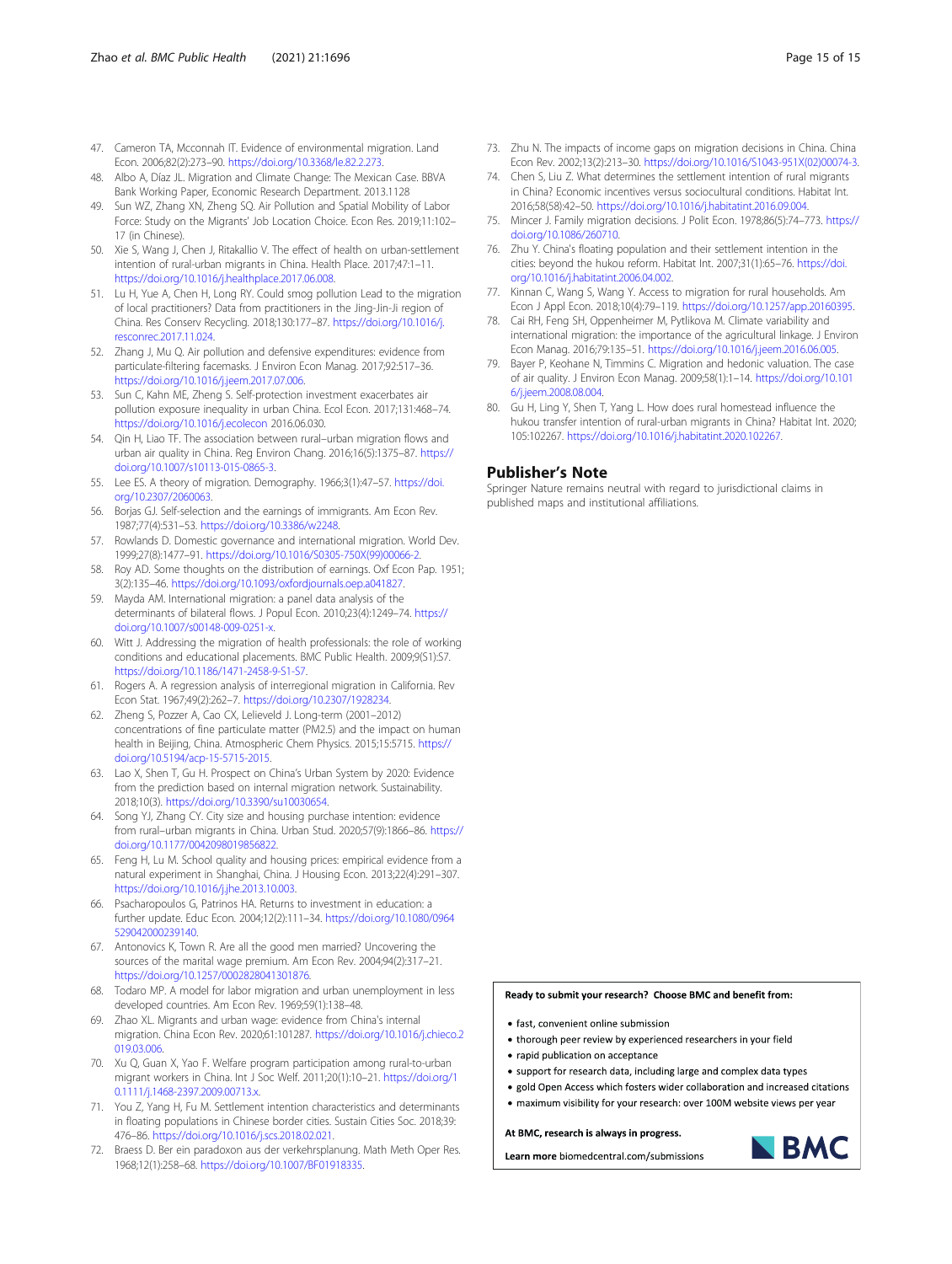47. Cameron TA, Mcconnah IT. Evidence of environmental migration. Land Econ. 2006;82(2):273–90. https://doi.org/10.3368/le.82.2.273.
48. Albo A, Díaz JL. Migration and Climate Change: The Mexican Case. BBVA Bank Working Paper, Economic Research Department. 2013.1128
49. Sun WZ, Zhang XN, Zheng SQ. Air Pollution and Spatial Mobility of Labor Force: Study on the Migrants' Job Location Choice. Econ Res. 2019;11:102–17 (in Chinese).
50. Xie S, Wang J, Chen J, Ritakallio V. The effect of health on urban-settlement intention of rural-urban migrants in China. Health Place. 2017;47:1–11. https://doi.org/10.1016/j.healthplace.2017.06.008.
51. Lu H, Yue A, Chen H, Long RY. Could smog pollution Lead to the migration of local practitioners? Data from practitioners in the Jing-Jin-Ji region of China. Res Conserv Recycling. 2018;130:177–87. https://doi.org/10.1016/j.resconrec.2017.11.024.
52. Zhang J, Mu Q. Air pollution and defensive expenditures: evidence from particulate-filtering facemasks. J Environ Econ Manag. 2017;92:517–36. https://doi.org/10.1016/j.jeem.2017.07.006.
53. Sun C, Kahn ME, Zheng S. Self-protection investment exacerbates air pollution exposure inequality in urban China. Ecol Econ. 2017;131:468–74. https://doi.org/10.1016/j.ecolecon 2016.06.030.
54. Qin H, Liao TF. The association between rural–urban migration flows and urban air quality in China. Reg Environ Chang. 2016;16(5):1375–87. https://doi.org/10.1007/s10113-015-0865-3.
55. Lee ES. A theory of migration. Demography. 1966;3(1):47–57. https://doi.org/10.2307/2060063.
56. Borjas GJ. Self-selection and the earnings of immigrants. Am Econ Rev. 1987;77(4):531–53. https://doi.org/10.3386/w2248.
57. Rowlands D. Domestic governance and international migration. World Dev. 1999;27(8):1477–91. https://doi.org/10.1016/S0305-750X(99)00066-2.
58. Roy AD. Some thoughts on the distribution of earnings. Oxf Econ Pap. 1951;3(2):135–46. https://doi.org/10.1093/oxfordjournals.oep.a041827.
59. Mayda AM. International migration: a panel data analysis of the determinants of bilateral flows. J Popul Econ. 2010;23(4):1249–74. https://doi.org/10.1007/s00148-009-0251-x.
60. Witt J. Addressing the migration of health professionals: the role of working conditions and educational placements. BMC Public Health. 2009;9(S1):S7. https://doi.org/10.1186/1471-2458-9-S1-S7.
61. Rogers A. A regression analysis of interregional migration in California. Rev Econ Stat. 1967;49(2):262–7. https://doi.org/10.2307/1928234.
62. Zheng S, Pozzer A, Cao CX, Lelieveld J. Long-term (2001–2012) concentrations of fine particulate matter (PM2.5) and the impact on human health in Beijing, China. Atmospheric Chem Physics. 2015;15:5715. https://doi.org/10.5194/acp-15-5715-2015.
63. Lao X, Shen T, Gu H. Prospect on China's Urban System by 2020: Evidence from the prediction based on internal migration network. Sustainability. 2018;10(3). https://doi.org/10.3390/su10030654.
64. Song YJ, Zhang CY. City size and housing purchase intention: evidence from rural–urban migrants in China. Urban Stud. 2020;57(9):1866–86. https://doi.org/10.1177/0042098019856822.
65. Feng H, Lu M. School quality and housing prices: empirical evidence from a natural experiment in Shanghai, China. J Housing Econ. 2013;22(4):291–307. https://doi.org/10.1016/j.jhe.2013.10.003.
66. Psacharopoulos G, Patrinos HA. Returns to investment in education: a further update. Educ Econ. 2004;12(2):111–34. https://doi.org/10.1080/0964529042000239140.
67. Antonovics K, Town R. Are all the good men married? Uncovering the sources of the marital wage premium. Am Econ Rev. 2004;94(2):317–21. https://doi.org/10.1257/0002828041301876.
68. Todaro MP. A model for labor migration and urban unemployment in less developed countries. Am Econ Rev. 1969;59(1):138–48.
69. Zhao XL. Migrants and urban wage: evidence from China's internal migration. China Econ Rev. 2020;61:101287. https://doi.org/10.1016/j.chieco.2019.03.006.
70. Xu Q, Guan X, Yao F. Welfare program participation among rural-to-urban migrant workers in China. Int J Soc Welf. 2011;20(1):10–21. https://doi.org/10.1111/j.1468-2397.2009.00713.x.
71. You Z, Yang H, Fu M. Settlement intention characteristics and determinants in floating populations in Chinese border cities. Sustain Cities Soc. 2018;39:476–86. https://doi.org/10.1016/j.scs.2018.02.021.
72. Braess D. Ber ein paradoxon aus der verkehrsplanung. Math Meth Oper Res. 1968;12(1):258–68. https://doi.org/10.1007/BF01918335.
73. Zhu N. The impacts of income gaps on migration decisions in China. China Econ Rev. 2002;13(2):213–30. https://doi.org/10.1016/S1043-951X(02)00074-3.
74. Chen S, Liu Z. What determines the settlement intention of rural migrants in China? Economic incentives versus sociocultural conditions. Habitat Int. 2016;58(58):42–50. https://doi.org/10.1016/j.habitatint.2016.09.004.
75. Mincer J. Family migration decisions. J Polit Econ. 1978;86(5):74–773. https://doi.org/10.1086/260710.
76. Zhu Y. China's floating population and their settlement intention in the cities: beyond the hukou reform. Habitat Int. 2007;31(1):65–76. https://doi.org/10.1016/j.habitatint.2006.04.002.
77. Kinnan C, Wang S, Wang Y. Access to migration for rural households. Am Econ J Appl Econ. 2018;10(4):79–119. https://doi.org/10.1257/app.20160395.
78. Cai RH, Feng SH, Oppenheimer M, Pytlikova M. Climate variability and international migration: the importance of the agricultural linkage. J Environ Econ Manag. 2016;79:135–51. https://doi.org/10.1016/j.jeem.2016.06.005.
79. Bayer P, Keohane N, Timmins C. Migration and hedonic valuation. The case of air quality. J Environ Econ Manag. 2009;58(1):1–14. https://doi.org/10.1016/j.jeem.2008.08.004.
80. Gu H, Ling Y, Shen T, Yang L. How does rural homestead influence the hukou transfer intention of rural-urban migrants in China? Habitat Int. 2020;105:102267. https://doi.org/10.1016/j.habitatint.2020.102267.

## Publisher's Note

Springer Nature remains neutral with regard to jurisdictional claims in published maps and institutional affiliations.

**Ready to submit your research? Choose BMC and benefit from:**

- fast, convenient online submission
- thorough peer review by experienced researchers in your field
- rapid publication on acceptance
- support for research data, including large and complex data types
- gold Open Access which fosters wider collaboration and increased citations
- maximum visibility for your research: over 100M website views per year

**At BMC, research is always in progress.**

**Learn more** biomedcentral.com/submissions